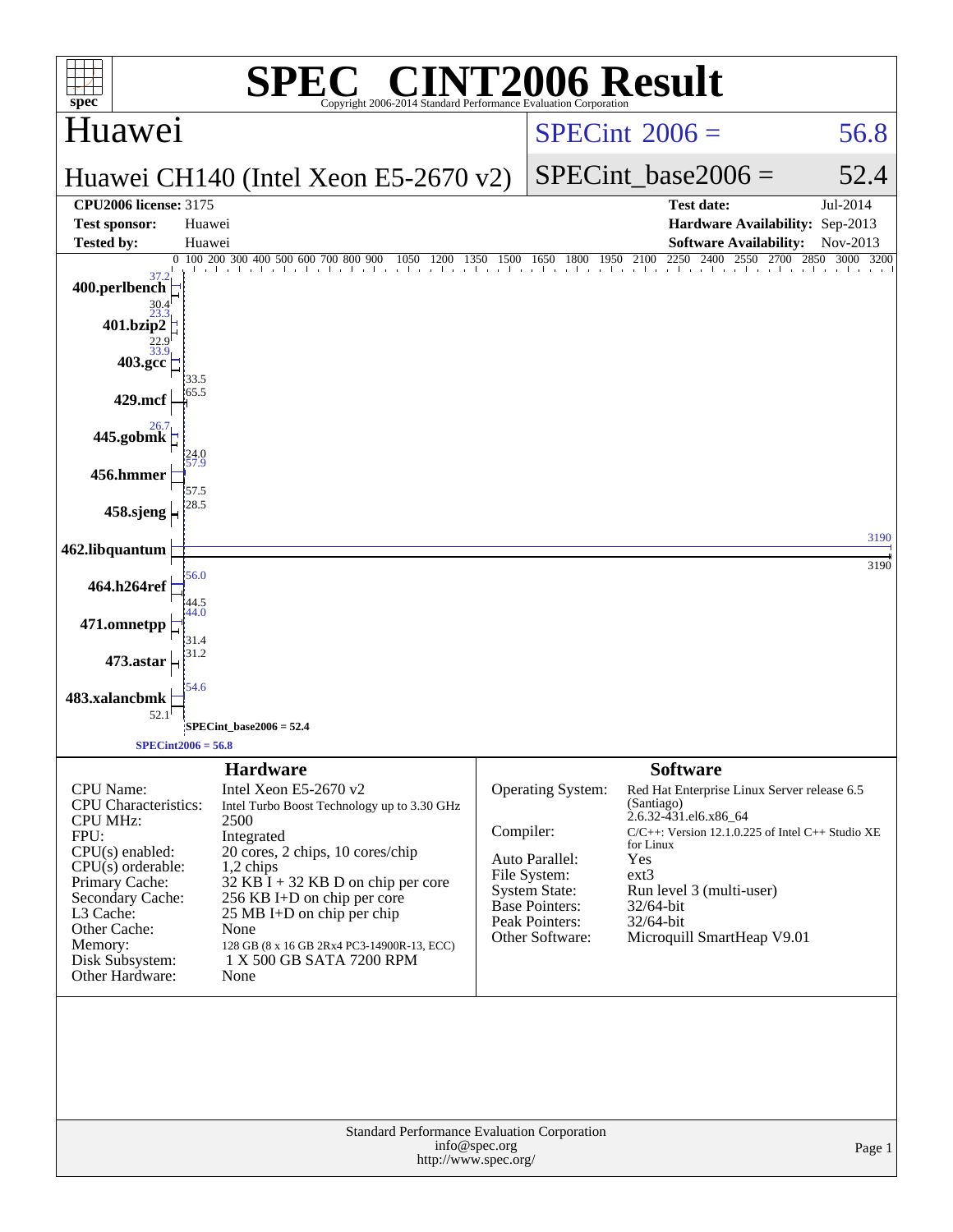# SPEC® CINT2006 Result

Copyright 2006-2014 Standard Performance Evaluation Corporation

## Huawei

**Huawei CH140 (Intel Xeon E5-2670 v2)**

SPECint 2006 = 56.8

SPECint_base2006 = 52.4

| | | | |
|---|---|---|---|
| **CPU2006 license:** 3175 | | **Test date:** | Jul-2014 |
| **Test sponsor:** | Huawei | **Hardware Availability:** | Sep-2013 |
| **Tested by:** | Huawei | **Software Availability:** | Nov-2013 |

| Benchmark | Peak | Base |
|---|---|---|
| 400.perlbench | 37.2 | 30.4 |
| 401.bzip2 | 23.3 | 22.9 |
| 403.gcc | 33.9 | 33.5 |
| 429.mcf | 65.5 | 65.5 |
| 445.gobmk | 26.7 | 24.0 |
| 456.hmmer | 57.9 | 57.5 |
| 458.sjeng | 28.5 | 28.5 |
| 462.libquantum | 3190 | 3190 |
| 464.h264ref | 56.0 | 44.5 |
| 471.omnetpp | 44.0 | 31.4 |
| 473.astar | 31.2 | 31.2 |
| 483.xalancbmk | 54.6 | 52.1 |

SPECint_base2006 = 52.4

SPECint2006 = 56.8

## Hardware

| | |
|---|---|
| CPU Name: | Intel Xeon E5-2670 v2 |
| CPU Characteristics: | Intel Turbo Boost Technology up to 3.30 GHz |
| CPU MHz: | 2500 |
| FPU: | Integrated |
| CPU(s) enabled: | 20 cores, 2 chips, 10 cores/chip |
| CPU(s) orderable: | 1,2 chips |
| Primary Cache: | 32 KB I + 32 KB D on chip per core |
| Secondary Cache: | 256 KB I+D on chip per core |
| L3 Cache: | 25 MB I+D on chip per chip |
| Other Cache: | None |
| Memory: | 128 GB (8 x 16 GB 2Rx4 PC3-14900R-13, ECC) |
| Disk Subsystem: | 1 X 500 GB SATA 7200 RPM |
| Other Hardware: | None |

## Software

| | |
|---|---|
| Operating System: | Red Hat Enterprise Linux Server release 6.5 (Santiago) 2.6.32-431.el6.x86_64 |
| Compiler: | C/C++: Version 12.1.0.225 of Intel C++ Studio XE for Linux |
| Auto Parallel: | Yes |
| File System: | ext3 |
| System State: | Run level 3 (multi-user) |
| Base Pointers: | 32/64-bit |
| Peak Pointers: | 32/64-bit |
| Other Software: | Microquill SmartHeap V9.01 |

Standard Performance Evaluation Corporation
info@spec.org
http://www.spec.org/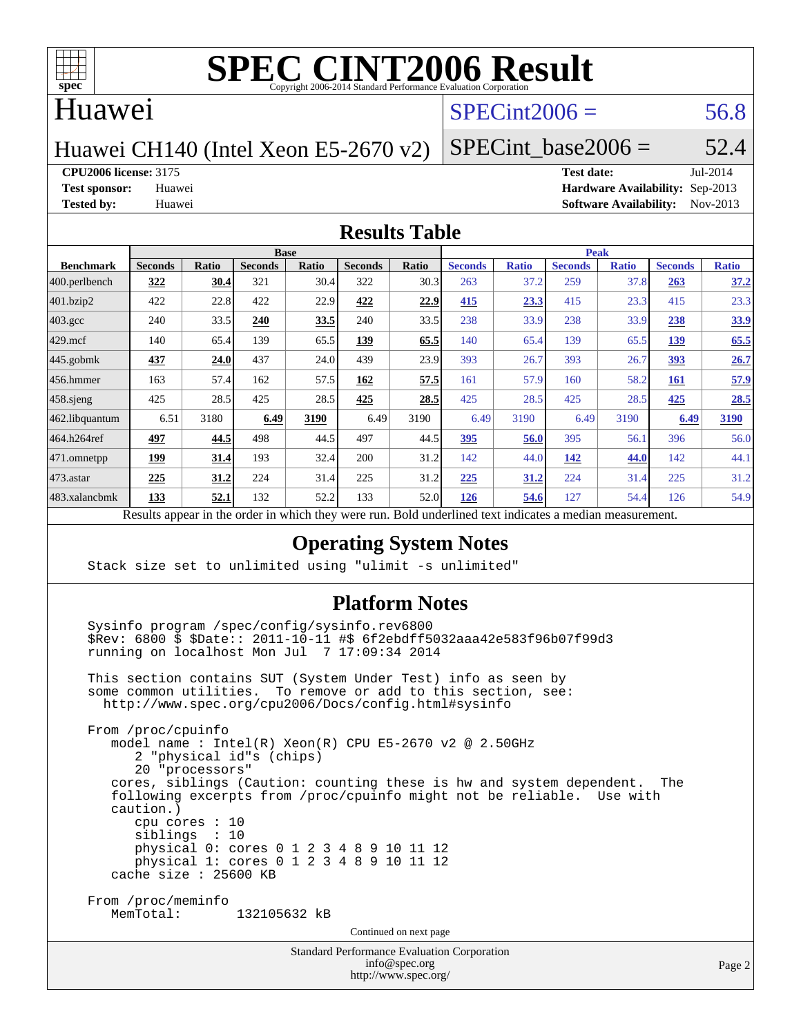# SPEC CINT2006 Result

Copyright 2006-2014 Standard Performance Evaluation Corporation

## Huawei

Huawei CH140 (Intel Xeon E5-2670 v2)

SPECint2006 = 56.8

SPECint_base2006 = 52.4

**CPU2006 license:** 3175
**Test sponsor:** Huawei
**Tested by:** Huawei

**Test date:** Jul-2014
**Hardware Availability:** Sep-2013
**Software Availability:** Nov-2013

## Results Table

| | Base | | | | | | Peak | | | | | |
|---|---|---|---|---|---|---|---|---|---|---|---|---|
| **Benchmark** | **Seconds** | **Ratio** | **Seconds** | **Ratio** | **Seconds** | **Ratio** | **Seconds** | **Ratio** | **Seconds** | **Ratio** | **Seconds** | **Ratio** |
| 400.perlbench | **322** | **30.4** | 321 | 30.4 | 322 | 30.3 | 263 | 37.2 | 259 | 37.8 | **263** | **37.2** |
| 401.bzip2 | 422 | 22.8 | 422 | 22.9 | **422** | **22.9** | **415** | **23.3** | 415 | 23.3 | 415 | 23.3 |
| 403.gcc | 240 | 33.5 | **240** | **33.5** | 240 | 33.5 | 238 | 33.9 | 238 | 33.9 | **238** | **33.9** |
| 429.mcf | 140 | 65.4 | 139 | 65.5 | **139** | **65.5** | 140 | 65.4 | 139 | 65.5 | **139** | **65.5** |
| 445.gobmk | **437** | **24.0** | 437 | 24.0 | 439 | 23.9 | 393 | 26.7 | 393 | 26.7 | **393** | **26.7** |
| 456.hmmer | 163 | 57.4 | 162 | 57.5 | **162** | **57.5** | 161 | 57.9 | 160 | 58.2 | **161** | **57.9** |
| 458.sjeng | 425 | 28.5 | 425 | 28.5 | **425** | **28.5** | 425 | 28.5 | 425 | 28.5 | **425** | **28.5** |
| 462.libquantum | 6.51 | 3180 | **6.49** | **3190** | 6.49 | 3190 | 6.49 | 3190 | 6.49 | 3190 | **6.49** | **3190** |
| 464.h264ref | **497** | **44.5** | 498 | 44.5 | 497 | 44.5 | **395** | **56.0** | 395 | 56.1 | 396 | 56.0 |
| 471.omnetpp | **199** | **31.4** | 193 | 32.4 | 200 | 31.2 | 142 | 44.0 | **142** | **44.0** | 142 | 44.1 |
| 473.astar | **225** | **31.2** | 224 | 31.4 | 225 | 31.2 | **225** | **31.2** | 224 | 31.4 | 225 | 31.2 |
| 483.xalancbmk | **133** | **52.1** | 132 | 52.2 | 133 | 52.0 | **126** | **54.6** | 127 | 54.4 | 126 | 54.9 |

Results appear in the order in which they were run. Bold underlined text indicates a median measurement.

## Operating System Notes

```
Stack size set to unlimited using "ulimit -s unlimited"
```

## Platform Notes

```
Sysinfo program /spec/config/sysinfo.rev6800
$Rev: 6800 $ $Date:: 2011-10-11 #$ 6f2ebdff5032aaa42e583f96b07f99d3
running on localhost Mon Jul  7 17:09:34 2014

This section contains SUT (System Under Test) info as seen by
some common utilities.  To remove or add to this section, see:
  http://www.spec.org/cpu2006/Docs/config.html#sysinfo

From /proc/cpuinfo
   model name : Intel(R) Xeon(R) CPU E5-2670 v2 @ 2.50GHz
      2 "physical id"s (chips)
      20 "processors"
   cores, siblings (Caution: counting these is hw and system dependent.  The
   following excerpts from /proc/cpuinfo might not be reliable.  Use with
   caution.)
      cpu cores : 10
      siblings  : 10
      physical 0: cores 0 1 2 3 4 8 9 10 11 12
      physical 1: cores 0 1 2 3 4 8 9 10 11 12
   cache size : 25600 KB

From /proc/meminfo
   MemTotal:       132105632 kB
```

Continued on next page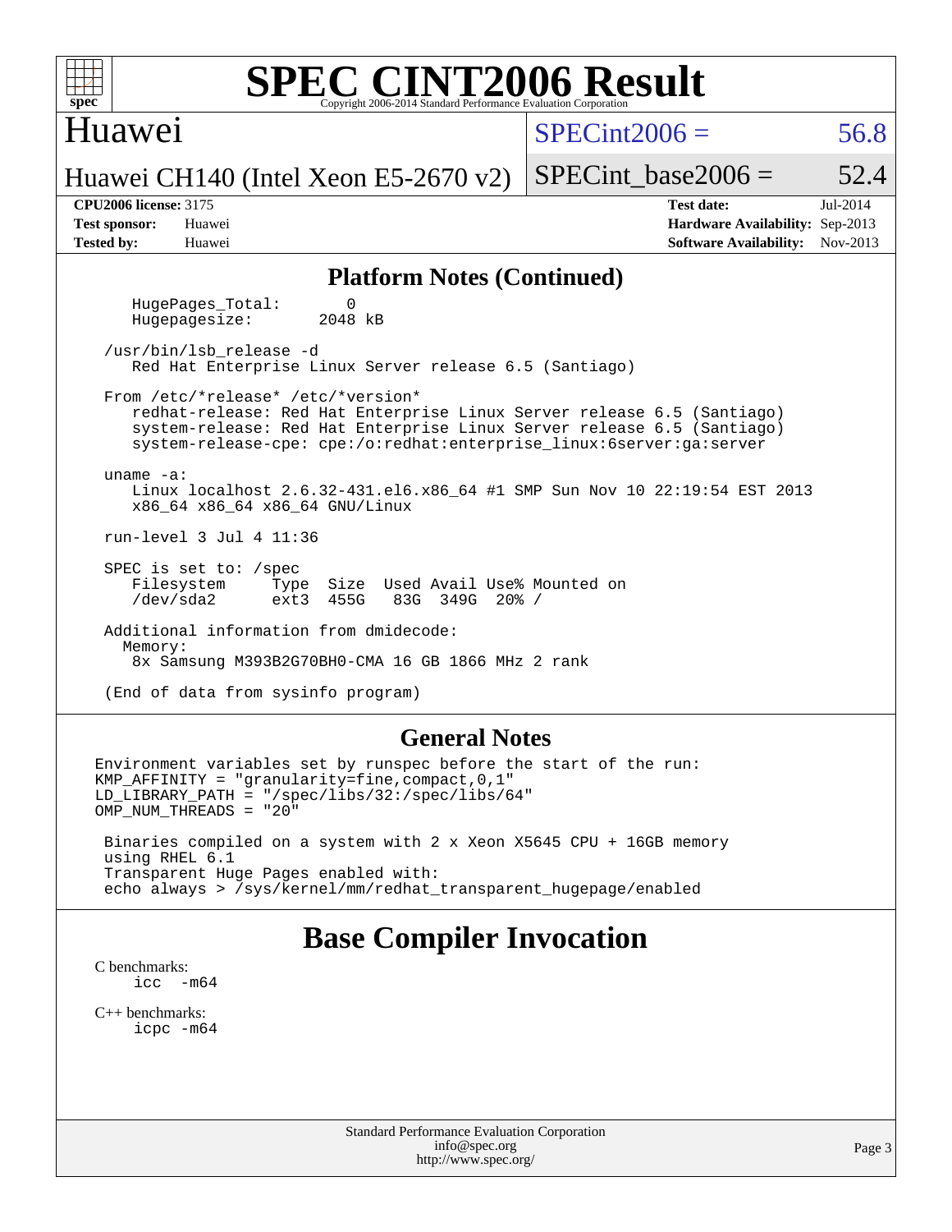# SPEC CINT2006 Result

Copyright 2006-2014 Standard Performance Evaluation Corporation

## Huawei

Huawei CH140 (Intel Xeon E5-2670 v2)

SPECint2006 = 56.8

SPECint_base2006 = 52.4

| | | | |
|---|---|---|---|
| **CPU2006 license:** | 3175 | **Test date:** | Jul-2014 |
| **Test sponsor:** | Huawei | **Hardware Availability:** | Sep-2013 |
| **Tested by:** | Huawei | **Software Availability:** | Nov-2013 |

### Platform Notes (Continued)

```
    HugePages_Total:       0
    Hugepagesize:       2048 kB

 /usr/bin/lsb_release -d
    Red Hat Enterprise Linux Server release 6.5 (Santiago)

 From /etc/*release* /etc/*version*
    redhat-release: Red Hat Enterprise Linux Server release 6.5 (Santiago)
    system-release: Red Hat Enterprise Linux Server release 6.5 (Santiago)
    system-release-cpe: cpe:/o:redhat:enterprise_linux:6server:ga:server

 uname -a:
    Linux localhost 2.6.32-431.el6.x86_64 #1 SMP Sun Nov 10 22:19:54 EST 2013
    x86_64 x86_64 x86_64 GNU/Linux

 run-level 3 Jul 4 11:36

 SPEC is set to: /spec
    Filesystem     Type  Size  Used Avail Use% Mounted on
    /dev/sda2      ext3  455G   83G  349G  20% /

 Additional information from dmidecode:
   Memory:
    8x Samsung M393B2G70BH0-CMA 16 GB 1866 MHz 2 rank

 (End of data from sysinfo program)
```

### General Notes

```
Environment variables set by runspec before the start of the run:
KMP_AFFINITY = "granularity=fine,compact,0,1"
LD_LIBRARY_PATH = "/spec/libs/32:/spec/libs/64"
OMP_NUM_THREADS = "20"

 Binaries compiled on a system with 2 x Xeon X5645 CPU + 16GB memory
 using RHEL 6.1
 Transparent Huge Pages enabled with:
 echo always > /sys/kernel/mm/redhat_transparent_hugepage/enabled
```

## Base Compiler Invocation

C benchmarks:
icc -m64

C++ benchmarks:
icpc -m64

Standard Performance Evaluation Corporation
info@spec.org
http://www.spec.org/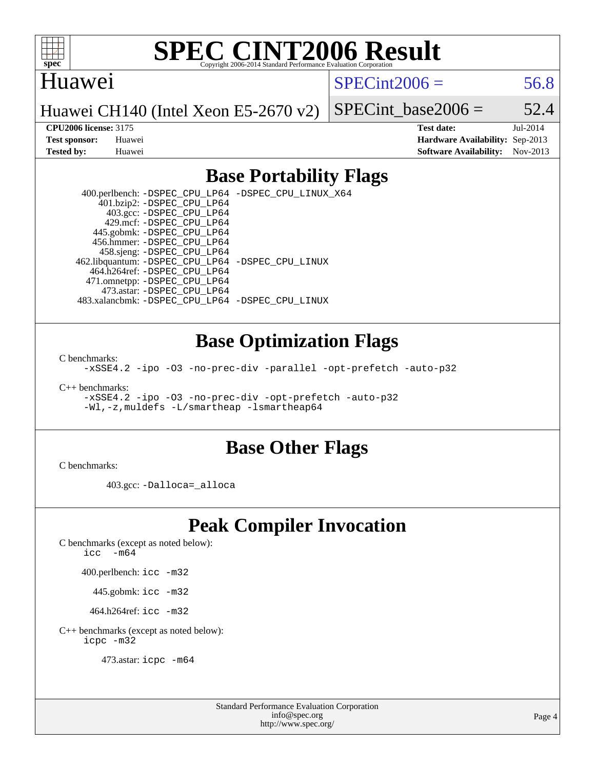# SPEC CINT2006 Result

Copyright 2006-2014 Standard Performance Evaluation Corporation

Huawei

Huawei CH140 (Intel Xeon E5-2670 v2)

SPECint2006 = 56.8

SPECint_base2006 = 52.4

**CPU2006 license:** 3175
**Test sponsor:** Huawei
**Tested by:** Huawei

**Test date:** Jul-2014
**Hardware Availability:** Sep-2013
**Software Availability:** Nov-2013

## Base Portability Flags

400.perlbench: `-DSPEC_CPU_LP64 -DSPEC_CPU_LINUX_X64`
401.bzip2: `-DSPEC_CPU_LP64`
403.gcc: `-DSPEC_CPU_LP64`
429.mcf: `-DSPEC_CPU_LP64`
445.gobmk: `-DSPEC_CPU_LP64`
456.hmmer: `-DSPEC_CPU_LP64`
458.sjeng: `-DSPEC_CPU_LP64`
462.libquantum: `-DSPEC_CPU_LP64 -DSPEC_CPU_LINUX`
464.h264ref: `-DSPEC_CPU_LP64`
471.omnetpp: `-DSPEC_CPU_LP64`
473.astar: `-DSPEC_CPU_LP64`
483.xalancbmk: `-DSPEC_CPU_LP64 -DSPEC_CPU_LINUX`

## Base Optimization Flags

C benchmarks:

`-xSSE4.2 -ipo -O3 -no-prec-div -parallel -opt-prefetch -auto-p32`

C++ benchmarks:

`-xSSE4.2 -ipo -O3 -no-prec-div -opt-prefetch -auto-p32`
`-Wl,-z,muldefs -L/smartheap -lsmartheap64`

## Base Other Flags

C benchmarks:

403.gcc: `-Dalloca=_alloca`

## Peak Compiler Invocation

C benchmarks (except as noted below):
`icc -m64`

400.perlbench: `icc -m32`

445.gobmk: `icc -m32`

464.h264ref: `icc -m32`

C++ benchmarks (except as noted below):
`icpc -m32`

473.astar: `icpc -m64`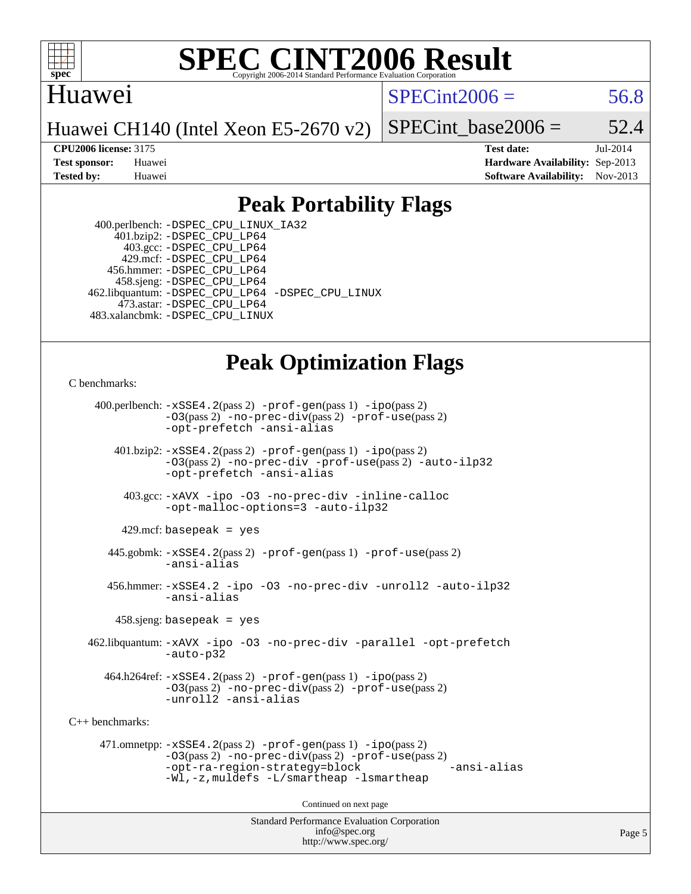# SPEC CINT2006 Result

Copyright 2006-2014 Standard Performance Evaluation Corporation

## Huawei

Huawei CH140 (Intel Xeon E5-2670 v2)

SPECint2006 = 56.8

SPECint_base2006 = 52.4

**CPU2006 license:** 3175
**Test sponsor:** Huawei
**Tested by:** Huawei

**Test date:** Jul-2014
**Hardware Availability:** Sep-2013
**Software Availability:** Nov-2013

## Peak Portability Flags

400.perlbench: -DSPEC_CPU_LINUX_IA32
401.bzip2: -DSPEC_CPU_LP64
403.gcc: -DSPEC_CPU_LP64
429.mcf: -DSPEC_CPU_LP64
456.hmmer: -DSPEC_CPU_LP64
458.sjeng: -DSPEC_CPU_LP64
462.libquantum: -DSPEC_CPU_LP64 -DSPEC_CPU_LINUX
473.astar: -DSPEC_CPU_LP64
483.xalancbmk: -DSPEC_CPU_LINUX

## Peak Optimization Flags

C benchmarks:

400.perlbench: -xSSE4.2(pass 2) -prof-gen(pass 1) -ipo(pass 2) -O3(pass 2) -no-prec-div(pass 2) -prof-use(pass 2) -opt-prefetch -ansi-alias

401.bzip2: -xSSE4.2(pass 2) -prof-gen(pass 1) -ipo(pass 2) -O3(pass 2) -no-prec-div -prof-use(pass 2) -auto-ilp32 -opt-prefetch -ansi-alias

403.gcc: -xAVX -ipo -O3 -no-prec-div -inline-calloc -opt-malloc-options=3 -auto-ilp32

429.mcf: basepeak = yes

445.gobmk: -xSSE4.2(pass 2) -prof-gen(pass 1) -prof-use(pass 2) -ansi-alias

456.hmmer: -xSSE4.2 -ipo -O3 -no-prec-div -unroll2 -auto-ilp32 -ansi-alias

458.sjeng: basepeak = yes

462.libquantum: -xAVX -ipo -O3 -no-prec-div -parallel -opt-prefetch -auto-p32

464.h264ref: -xSSE4.2(pass 2) -prof-gen(pass 1) -ipo(pass 2) -O3(pass 2) -no-prec-div(pass 2) -prof-use(pass 2) -unroll2 -ansi-alias

C++ benchmarks:

471.omnetpp: -xSSE4.2(pass 2) -prof-gen(pass 1) -ipo(pass 2) -O3(pass 2) -no-prec-div(pass 2) -prof-use(pass 2) -opt-ra-region-strategy=block -ansi-alias -Wl,-z,muldefs -L/smartheap -lsmartheap

Continued on next page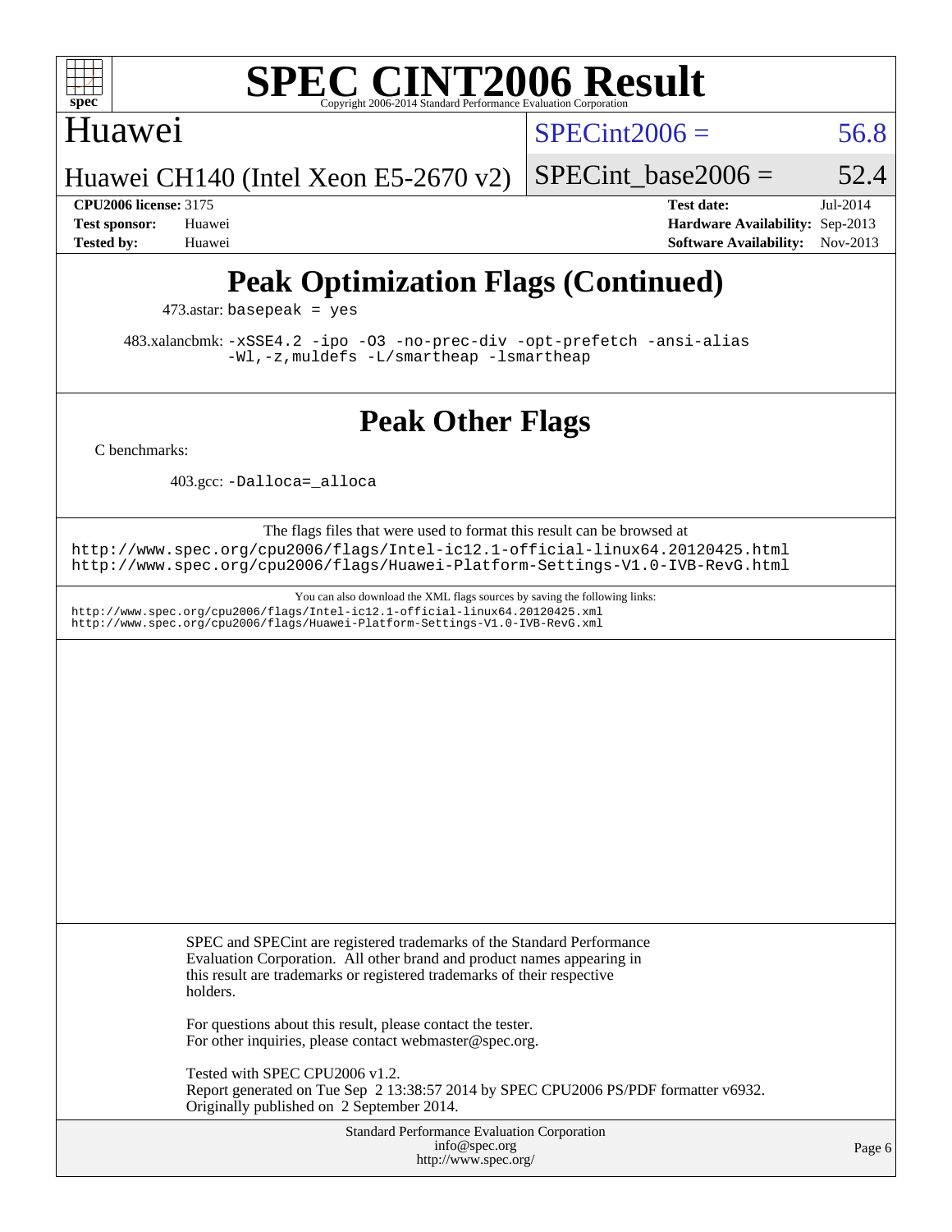## Peak Optimization Flags (Continued)

473.astar: basepeak = yes

483.xalancbmk: -xSSE4.2 -ipo -O3 -no-prec-div -opt-prefetch -ansi-alias -Wl,-z,muldefs -L/smartheap -lsmartheap

## Peak Other Flags

C benchmarks:

403.gcc: -Dalloca=_alloca

The flags files that were used to format this result can be browsed at
http://www.spec.org/cpu2006/flags/Intel-ic12.1-official-linux64.20120425.html
http://www.spec.org/cpu2006/flags/Huawei-Platform-Settings-V1.0-IVB-RevG.html

You can also download the XML flags sources by saving the following links:
http://www.spec.org/cpu2006/flags/Intel-ic12.1-official-linux64.20120425.xml
http://www.spec.org/cpu2006/flags/Huawei-Platform-Settings-V1.0-IVB-RevG.xml

SPEC and SPECint are registered trademarks of the Standard Performance Evaluation Corporation. All other brand and product names appearing in this result are trademarks or registered trademarks of their respective holders.

For questions about this result, please contact the tester.
For other inquiries, please contact webmaster@spec.org.

Tested with SPEC CPU2006 v1.2.
Report generated on Tue Sep 2 13:38:57 2014 by SPEC CPU2006 PS/PDF formatter v6932.
Originally published on 2 September 2014.